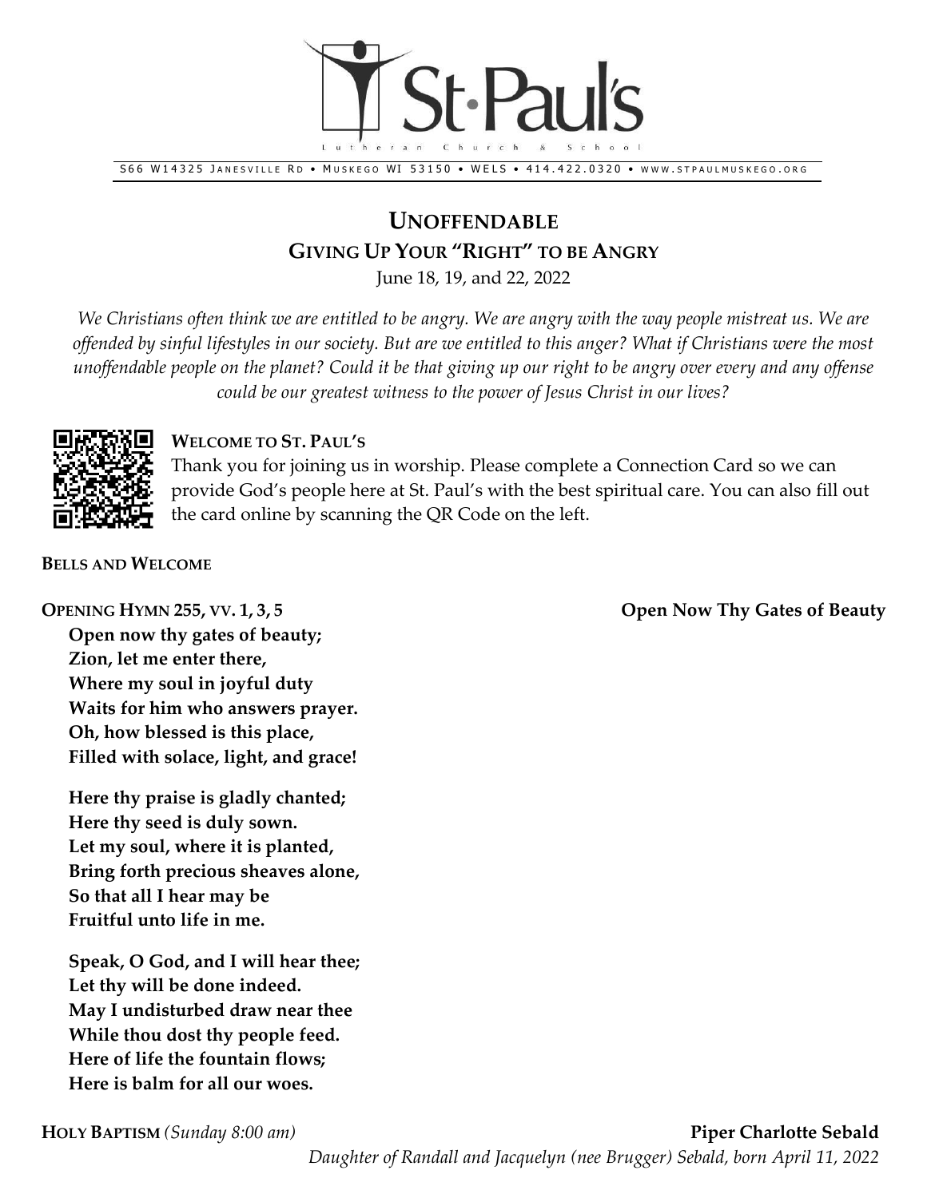St·Paul's

Lutheran Church & School

S66 W14325 Janesville Rd • Muskego WI 53150 • WELS • 414.422.0320 • www.stpaulmuskego.org

# Unoffendable

## Giving Up Your "Right" to be Angry

June 18, 19, and 22, 2022

*We Christians often think we are entitled to be angry. We are angry with the way people mistreat us. We are offended by sinful lifestyles in our society. But are we entitled to this anger? What if Christians were the most unoffendable people on the planet? Could it be that giving up our right to be angry over every and any offense could be our greatest witness to the power of Jesus Christ in our lives?*

**Welcome to St. Paul's**

Thank you for joining us in worship. Please complete a Connection Card so we can provide God's people here at St. Paul's with the best spiritual care. You can also fill out the card online by scanning the QR Code on the left.

**Bells and Welcome**

**Opening Hymn 255, vv. 1, 3, 5** — **Open Now Thy Gates of Beauty**

**Open now thy gates of beauty;**
**Zion, let me enter there,**
**Where my soul in joyful duty**
**Waits for him who answers prayer.**
**Oh, how blessed is this place,**
**Filled with solace, light, and grace!**

**Here thy praise is gladly chanted;**
**Here thy seed is duly sown.**
**Let my soul, where it is planted,**
**Bring forth precious sheaves alone,**
**So that all I hear may be**
**Fruitful unto life in me.**

**Speak, O God, and I will hear thee;**
**Let thy will be done indeed.**
**May I undisturbed draw near thee**
**While thou dost thy people feed.**
**Here of life the fountain flows;**
**Here is balm for all our woes.**

**Holy Baptism** *(Sunday 8:00 am)* — **Piper Charlotte Sebald**

*Daughter of Randall and Jacquelyn (nee Brugger) Sebald, born April 11, 2022*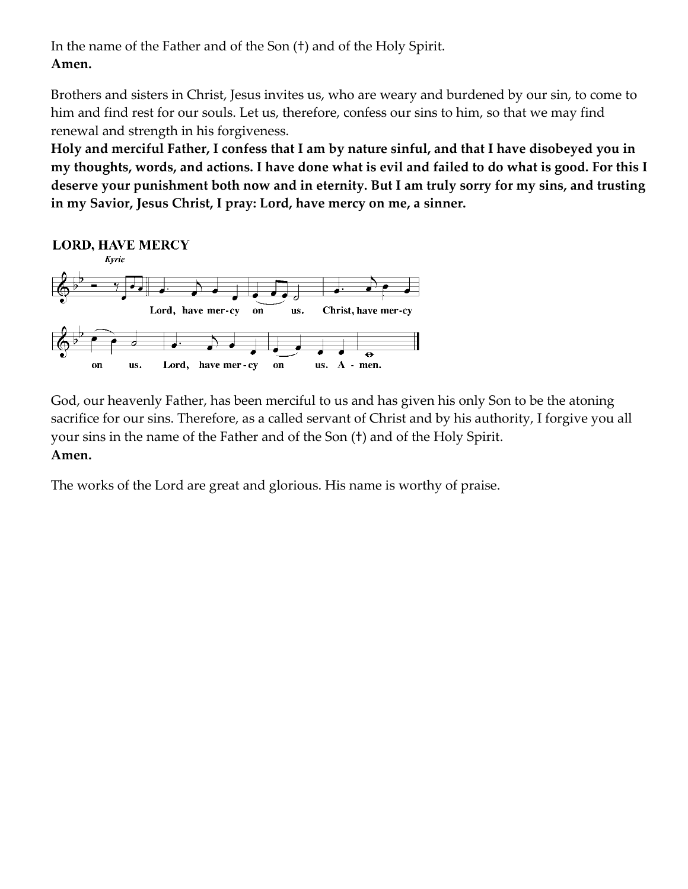In the name of the Father and of the Son (†) and of the Holy Spirit.
**Amen.**

Brothers and sisters in Christ, Jesus invites us, who are weary and burdened by our sin, to come to him and find rest for our souls. Let us, therefore, confess our sins to him, so that we may find renewal and strength in his forgiveness.
**Holy and merciful Father, I confess that I am by nature sinful, and that I have disobeyed you in my thoughts, words, and actions. I have done what is evil and failed to do what is good. For this I deserve your punishment both now and in eternity. But I am truly sorry for my sins, and trusting in my Savior, Jesus Christ, I pray: Lord, have mercy on me, a sinner.**

**LORD, HAVE MERCY**
*Kyrie*

Lord, have mer-cy on us. Christ, have mer-cy on us. Lord, have mer-cy on us. A - men.

God, our heavenly Father, has been merciful to us and has given his only Son to be the atoning sacrifice for our sins. Therefore, as a called servant of Christ and by his authority, I forgive you all your sins in the name of the Father and of the Son (†) and of the Holy Spirit.
**Amen.**

The works of the Lord are great and glorious. His name is worthy of praise.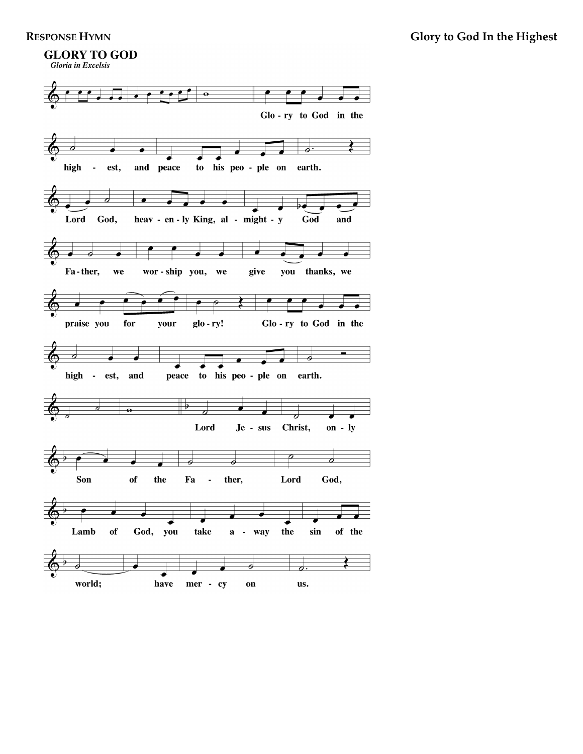**RESPONSE HYMN** **Glory to God In the Highest**

## GLORY TO GOD

*Gloria in Excelsis*

Glo - ry to God in the high - est, and peace to his peo - ple on earth.

Lord God, heav - en - ly King, al - might - y God and Fa - ther, we wor - ship you, we give you thanks, we praise you for your glo - ry!

Glo - ry to God in the high - est, and peace to his peo - ple on earth.

Lord Je - sus Christ, on - ly Son of the Fa - ther, Lord God, Lamb of God, you take a - way the sin of the world; have mer - cy on us.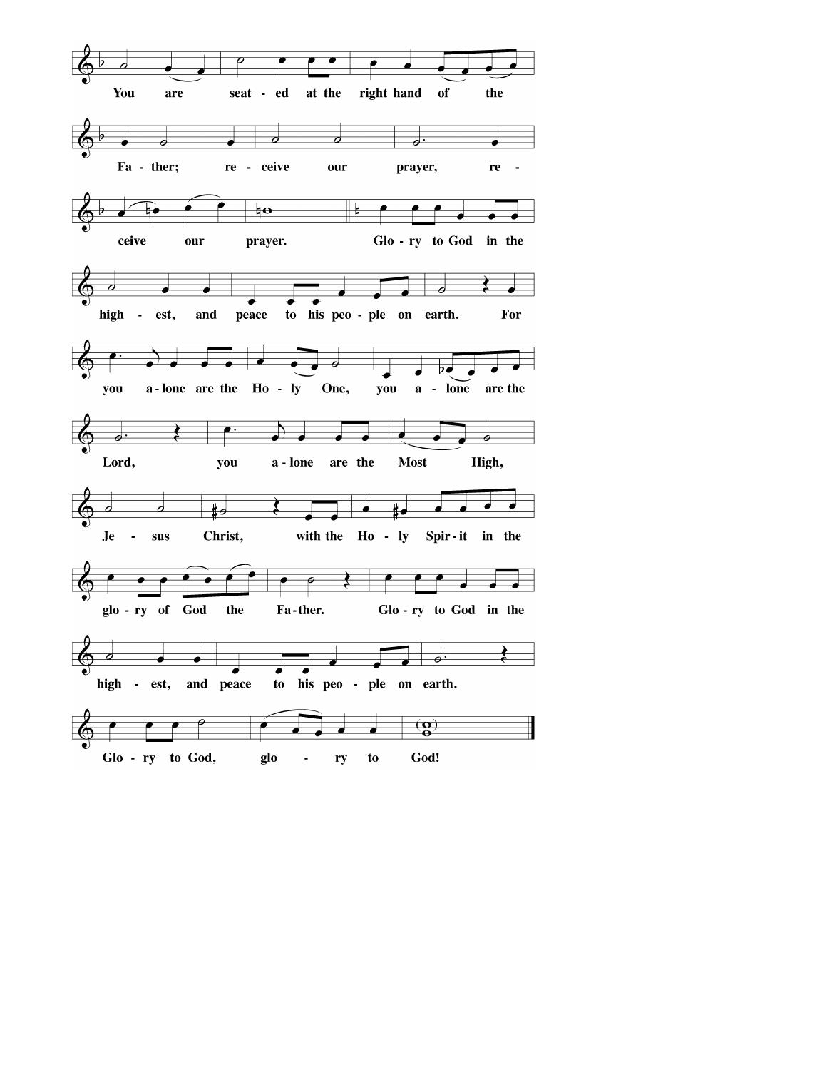You are seat - ed at the right hand of the

Fa - ther; re - ceive our prayer, re -

ceive our prayer. Glo - ry to God in the

high - est, and peace to his peo - ple on earth. For

you a - lone are the Ho - ly One, you a - lone are the

Lord, you a - lone are the Most High,

Je - sus Christ, with the Ho - ly Spir - it in the

glo - ry of God the Fa - ther. Glo - ry to God in the

high - est, and peace to his peo - ple on earth.

Glo - ry to God, glo - ry to God!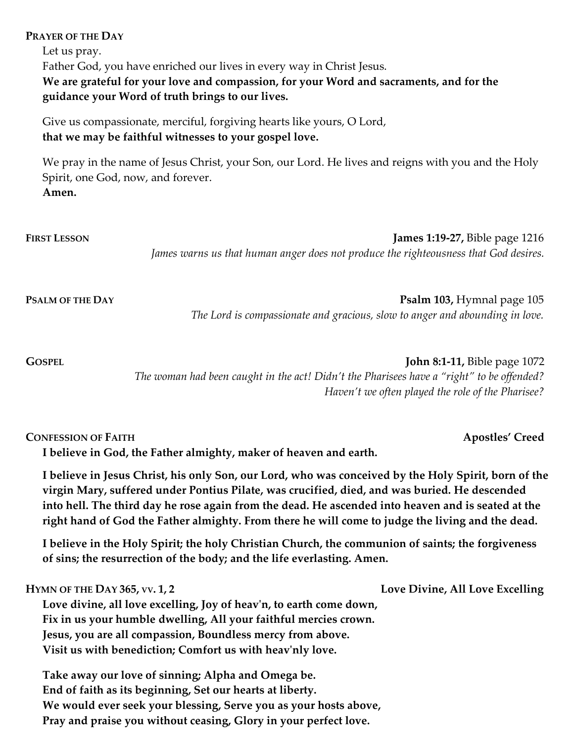**Prayer of the Day**

Let us pray.

Father God, you have enriched our lives in every way in Christ Jesus.

**We are grateful for your love and compassion, for your Word and sacraments, and for the guidance your Word of truth brings to our lives.**

Give us compassionate, merciful, forgiving hearts like yours, O Lord,
**that we may be faithful witnesses to your gospel love.**

We pray in the name of Jesus Christ, your Son, our Lord. He lives and reigns with you and the Holy Spirit, one God, now, and forever.
**Amen.**

**First Lesson** — **James 1:19-27,** Bible page 1216

*James warns us that human anger does not produce the righteousness that God desires.*

**Psalm of the Day** — **Psalm 103,** Hymnal page 105

*The Lord is compassionate and gracious, slow to anger and abounding in love.*

**Gospel** — **John 8:1-11,** Bible page 1072

*The woman had been caught in the act! Didn't the Pharisees have a "right" to be offended? Haven't we often played the role of the Pharisee?*

**Confession of Faith** — **Apostles' Creed**

**I believe in God, the Father almighty, maker of heaven and earth.**

**I believe in Jesus Christ, his only Son, our Lord, who was conceived by the Holy Spirit, born of the virgin Mary, suffered under Pontius Pilate, was crucified, died, and was buried. He descended into hell. The third day he rose again from the dead. He ascended into heaven and is seated at the right hand of God the Father almighty. From there he will come to judge the living and the dead.**

**I believe in the Holy Spirit; the holy Christian Church, the communion of saints; the forgiveness of sins; the resurrection of the body; and the life everlasting. Amen.**

**Hymn of the Day 365, vv. 1, 2** — **Love Divine, All Love Excelling**

**Love divine, all love excelling, Joy of heav'n, to earth come down,**
**Fix in us your humble dwelling, All your faithful mercies crown.**
**Jesus, you are all compassion, Boundless mercy from above.**
**Visit us with benediction; Comfort us with heav'nly love.**

**Take away our love of sinning; Alpha and Omega be.**
**End of faith as its beginning, Set our hearts at liberty.**
**We would ever seek your blessing, Serve you as your hosts above,**
**Pray and praise you without ceasing, Glory in your perfect love.**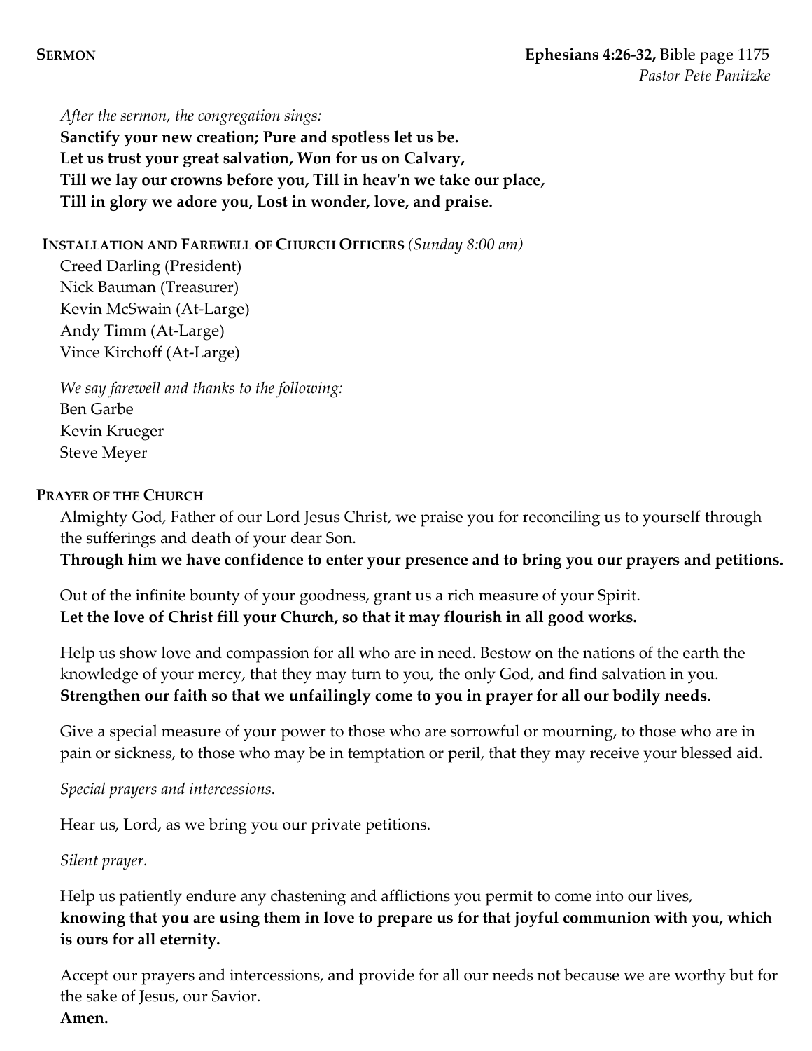**SERMON** **Ephesians 4:26-32,** Bible page 1175
*Pastor Pete Panitzke*

*After the sermon, the congregation sings:*
**Sanctify your new creation; Pure and spotless let us be.**
**Let us trust your great salvation, Won for us on Calvary,**
**Till we lay our crowns before you, Till in heav'n we take our place,**
**Till in glory we adore you, Lost in wonder, love, and praise.**

**INSTALLATION AND FAREWELL OF CHURCH OFFICERS** *(Sunday 8:00 am)*
Creed Darling (President)
Nick Bauman (Treasurer)
Kevin McSwain (At-Large)
Andy Timm (At-Large)
Vince Kirchoff (At-Large)

*We say farewell and thanks to the following:*
Ben Garbe
Kevin Krueger
Steve Meyer

**PRAYER OF THE CHURCH**

Almighty God, Father of our Lord Jesus Christ, we praise you for reconciling us to yourself through the sufferings and death of your dear Son.
**Through him we have confidence to enter your presence and to bring you our prayers and petitions.**

Out of the infinite bounty of your goodness, grant us a rich measure of your Spirit.
**Let the love of Christ fill your Church, so that it may flourish in all good works.**

Help us show love and compassion for all who are in need. Bestow on the nations of the earth the knowledge of your mercy, that they may turn to you, the only God, and find salvation in you.
**Strengthen our faith so that we unfailingly come to you in prayer for all our bodily needs.**

Give a special measure of your power to those who are sorrowful or mourning, to those who are in pain or sickness, to those who may be in temptation or peril, that they may receive your blessed aid.

*Special prayers and intercessions.*

Hear us, Lord, as we bring you our private petitions.

*Silent prayer.*

Help us patiently endure any chastening and afflictions you permit to come into our lives,
**knowing that you are using them in love to prepare us for that joyful communion with you, which is ours for all eternity.**

Accept our prayers and intercessions, and provide for all our needs not because we are worthy but for the sake of Jesus, our Savior.
**Amen.**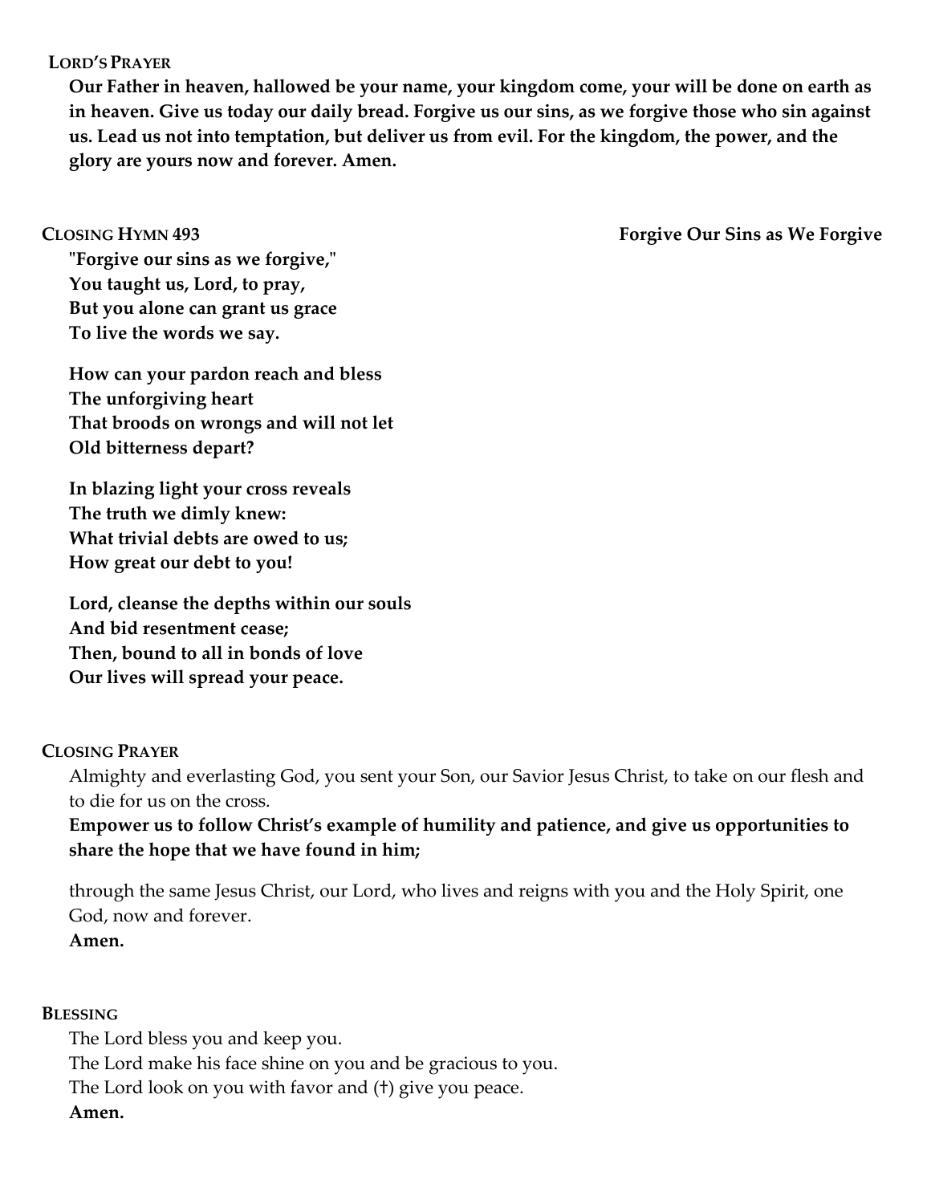**LORD'S PRAYER**

**Our Father in heaven, hallowed be your name, your kingdom come, your will be done on earth as in heaven. Give us today our daily bread. Forgive us our sins, as we forgive those who sin against us. Lead us not into temptation, but deliver us from evil. For the kingdom, the power, and the glory are yours now and forever. Amen.**

**CLOSING HYMN 493** **Forgive Our Sins as We Forgive**

**"Forgive our sins as we forgive,"**
**You taught us, Lord, to pray,**
**But you alone can grant us grace**
**To live the words we say.**

**How can your pardon reach and bless**
**The unforgiving heart**
**That broods on wrongs and will not let**
**Old bitterness depart?**

**In blazing light your cross reveals**
**The truth we dimly knew:**
**What trivial debts are owed to us;**
**How great our debt to you!**

**Lord, cleanse the depths within our souls**
**And bid resentment cease;**
**Then, bound to all in bonds of love**
**Our lives will spread your peace.**

**CLOSING PRAYER**

Almighty and everlasting God, you sent your Son, our Savior Jesus Christ, to take on our flesh and to die for us on the cross.
**Empower us to follow Christ's example of humility and patience, and give us opportunities to share the hope that we have found in him;**

through the same Jesus Christ, our Lord, who lives and reigns with you and the Holy Spirit, one God, now and forever.
**Amen.**

**BLESSING**

The Lord bless you and keep you.
The Lord make his face shine on you and be gracious to you.
The Lord look on you with favor and (†) give you peace.
**Amen.**